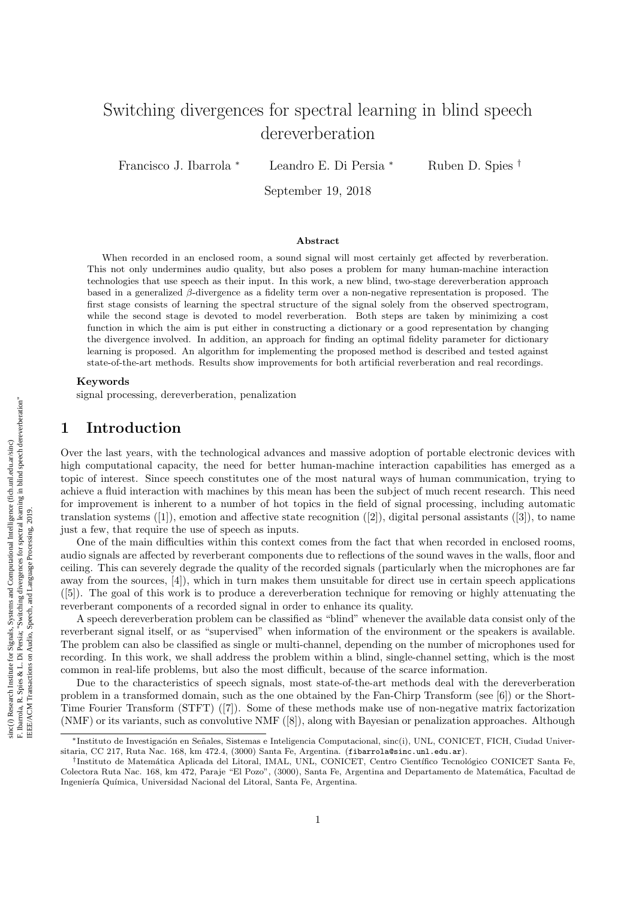# Switching divergences for spectral learning in blind speech dereverberation

Francisco J. Ibarrola [*] Leandro E. Di Persia [*] Ruben D. Spies [†]

September 19, 2018

### Abstract

When recorded in an enclosed room, a sound signal will most certainly get affected by reverberation. This not only undermines audio quality, but also poses a problem for many human-machine interaction technologies that use speech as their input. In this work, a new blind, two-stage dereverberation approach based in a generalized $\beta$-divergence as a fidelity term over a non-negative representation is proposed. The first stage consists of learning the spectral structure of the signal solely from the observed spectrogram, while the second stage is devoted to model reverberation. Both steps are taken by minimizing a cost function in which the aim is put either in constructing a dictionary or a good representation by changing the divergence involved. In addition, an approach for finding an optimal fidelity parameter for dictionary learning is proposed. An algorithm for implementing the proposed method is described and tested against state-of-the-art methods. Results show improvements for both artificial reverberation and real recordings.

**Keywords**

signal processing, dereverberation, penalization

## 1 Introduction

Over the last years, with the technological advances and massive adoption of portable electronic devices with high computational capacity, the need for better human-machine interaction capabilities has emerged as a topic of interest. Since speech constitutes one of the most natural ways of human communication, trying to achieve a fluid interaction with machines by this mean has been the subject of much recent research. This need for improvement is inherent to a number of hot topics in the field of signal processing, including automatic translation systems ([1]), emotion and affective state recognition ([2]), digital personal assistants ([3]), to name just a few, that require the use of speech as inputs.

One of the main difficulties within this context comes from the fact that when recorded in enclosed rooms, audio signals are affected by reverberant components due to reflections of the sound waves in the walls, floor and ceiling. This can severely degrade the quality of the recorded signals (particularly when the microphones are far away from the sources, [4]), which in turn makes them unsuitable for direct use in certain speech applications ([5]). The goal of this work is to produce a dereverberation technique for removing or highly attenuating the reverberant components of a recorded signal in order to enhance its quality.

A speech dereverberation problem can be classified as "blind" whenever the available data consist only of the reverberant signal itself, or as "supervised" when information of the environment or the speakers is available. The problem can also be classified as single or multi-channel, depending on the number of microphones used for recording. In this work, we shall address the problem within a blind, single-channel setting, which is the most common in real-life problems, but also the most difficult, because of the scarce information.

Due to the characteristics of speech signals, most state-of-the-art methods deal with the dereverberation problem in a transformed domain, such as the one obtained by the Fan-Chirp Transform (see [6]) or the Short-Time Fourier Transform (STFT) ([7]). Some of these methods make use of non-negative matrix factorization (NMF) or its variants, such as convolutive NMF ([8]), along with Bayesian or penalization approaches. Although

---

[*] Instituto de Investigación en Señales, Sistemas e Inteligencia Computacional, sinc(i), UNL, CONICET, FICH, Ciudad Universitaria, CC 217, Ruta Nac. 168, km 472.4, (3000) Santa Fe, Argentina. (fibarrola@sinc.unl.edu.ar).

[†] Instituto de Matemática Aplicada del Litoral, IMAL, UNL, CONICET, Centro Científico Tecnológico CONICET Santa Fe, Colectora Ruta Nac. 168, km 472, Paraje "El Pozo", (3000), Santa Fe, Argentina and Departamento de Matemática, Facultad de Ingeniería Química, Universidad Nacional del Litoral, Santa Fe, Argentina.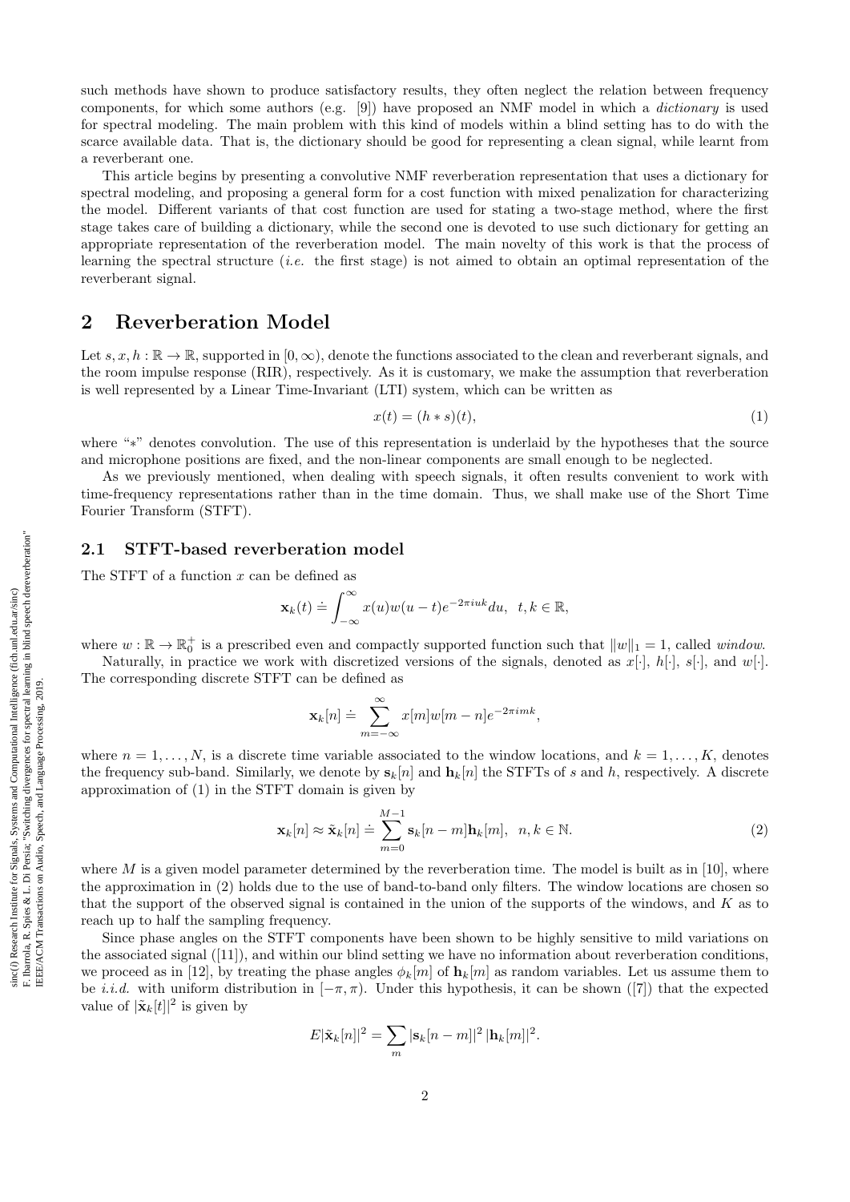such methods have shown to produce satisfactory results, they often neglect the relation between frequency components, for which some authors (e.g. [9]) have proposed an NMF model in which a *dictionary* is used for spectral modeling. The main problem with this kind of models within a blind setting has to do with the scarce available data. That is, the dictionary should be good for representing a clean signal, while learnt from a reverberant one.

This article begins by presenting a convolutive NMF reverberation representation that uses a dictionary for spectral modeling, and proposing a general form for a cost function with mixed penalization for characterizing the model. Different variants of that cost function are used for stating a two-stage method, where the first stage takes care of building a dictionary, while the second one is devoted to use such dictionary for getting an appropriate representation of the reverberation model. The main novelty of this work is that the process of learning the spectral structure (*i.e.* the first stage) is not aimed to obtain an optimal representation of the reverberant signal.

# 2 Reverberation Model

Let $s, x, h : \mathbb{R} \to \mathbb{R}$, supported in $[0, \infty)$, denote the functions associated to the clean and reverberant signals, and the room impulse response (RIR), respectively. As it is customary, we make the assumption that reverberation is well represented by a Linear Time-Invariant (LTI) system, which can be written as

$$x(t) = (h * s)(t), \tag{1}$$

where "$*$" denotes convolution. The use of this representation is underlaid by the hypotheses that the source and microphone positions are fixed, and the non-linear components are small enough to be neglected.

As we previously mentioned, when dealing with speech signals, it often results convenient to work with time-frequency representations rather than in the time domain. Thus, we shall make use of the Short Time Fourier Transform (STFT).

## 2.1 STFT-based reverberation model

The STFT of a function $x$ can be defined as

$$\mathbf{x}_k(t) \doteq \int_{-\infty}^{\infty} x(u) w(u-t) e^{-2\pi i u k} du, \quad t, k \in \mathbb{R},$$

where $w : \mathbb{R} \to \mathbb{R}_0^+$ is a prescribed even and compactly supported function such that $\|w\|_1 = 1$, called *window*.

Naturally, in practice we work with discretized versions of the signals, denoted as $x[\cdot]$, $h[\cdot]$, $s[\cdot]$, and $w[\cdot]$. The corresponding discrete STFT can be defined as

$$\mathbf{x}_k[n] \doteq \sum_{m=-\infty}^{\infty} x[m] w[m-n] e^{-2\pi i m k},$$

where $n = 1, \ldots, N$, is a discrete time variable associated to the window locations, and $k = 1, \ldots, K$, denotes the frequency sub-band. Similarly, we denote by $\mathbf{s}_k[n]$ and $\mathbf{h}_k[n]$ the STFTs of $s$ and $h$, respectively. A discrete approximation of (1) in the STFT domain is given by

$$\mathbf{x}_k[n] \approx \tilde{\mathbf{x}}_k[n] \doteq \sum_{m=0}^{M-1} \mathbf{s}_k[n-m] \mathbf{h}_k[m], \quad n, k \in \mathbb{N}. \tag{2}$$

where $M$ is a given model parameter determined by the reverberation time. The model is built as in [10], where the approximation in (2) holds due to the use of band-to-band only filters. The window locations are chosen so that the support of the observed signal is contained in the union of the supports of the windows, and $K$ as to reach up to half the sampling frequency.

Since phase angles on the STFT components have been shown to be highly sensitive to mild variations on the associated signal ([11]), and within our blind setting we have no information about reverberation conditions, we proceed as in [12], by treating the phase angles $\phi_k[m]$ of $\mathbf{h}_k[m]$ as random variables. Let us assume them to be *i.i.d.* with uniform distribution in $[-\pi, \pi)$. Under this hypothesis, it can be shown ([7]) that the expected value of $|\tilde{\mathbf{x}}_k[t]|^2$ is given by

$$E|\tilde{\mathbf{x}}_k[n]|^2 = \sum_m |\mathbf{s}_k[n-m]|^2 \, |\mathbf{h}_k[m]|^2.$$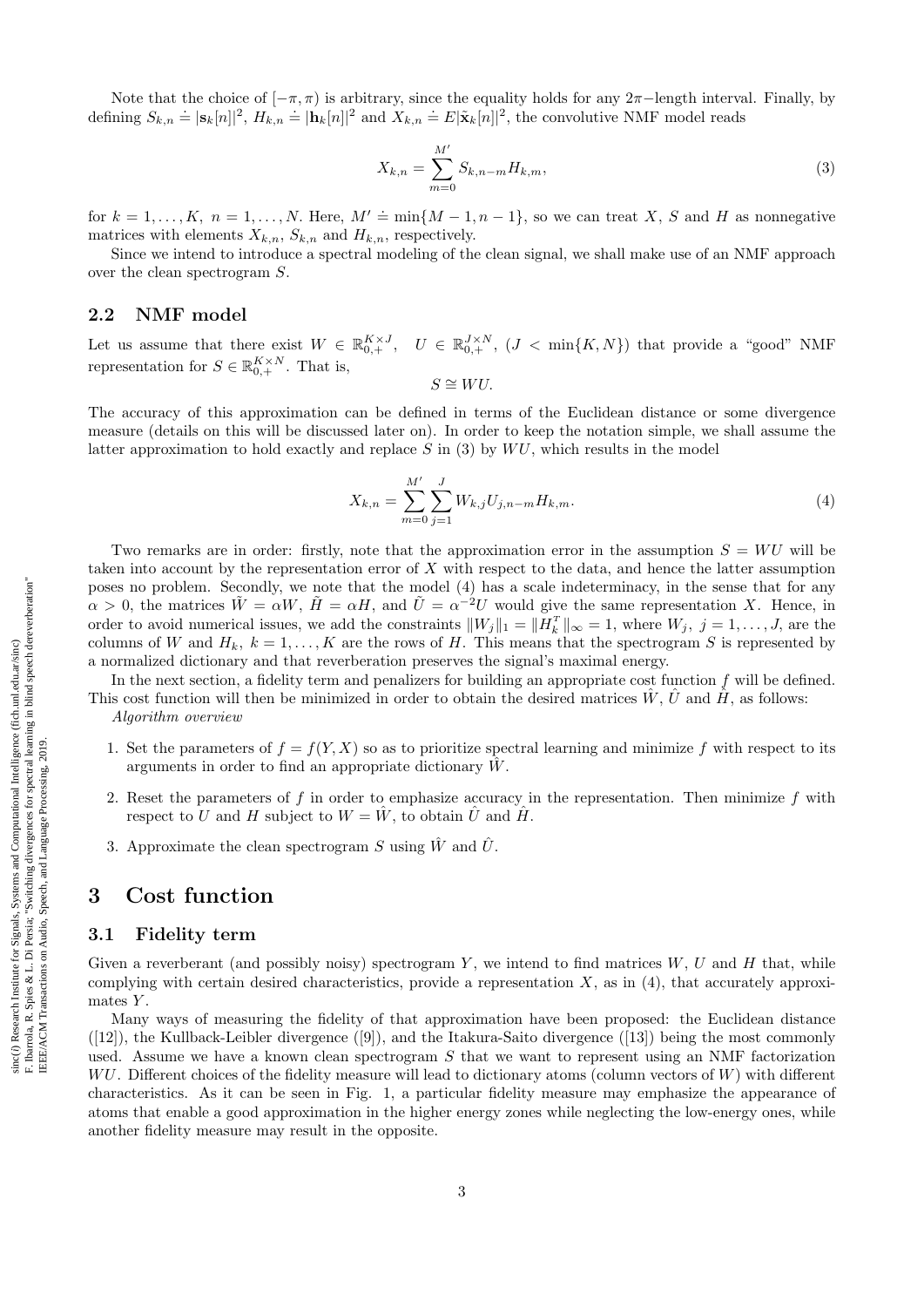Note that the choice of $[-\pi, \pi)$ is arbitrary, since the equality holds for any $2\pi-$length interval. Finally, by defining $S_{k,n} \doteq |\mathbf{s}_k[n]|^2$, $H_{k,n} \doteq |\mathbf{h}_k[n]|^2$ and $X_{k,n} \doteq E|\tilde{\mathbf{x}}_k[n]|^2$, the convolutive NMF model reads

$$X_{k,n} = \sum_{m=0}^{M'} S_{k,n-m} H_{k,m}, \tag{3}$$

for $k = 1, \ldots, K$, $n = 1, \ldots, N$. Here, $M' \doteq \min\{M-1, n-1\}$, so we can treat $X$, $S$ and $H$ as nonnegative matrices with elements $X_{k,n}$, $S_{k,n}$ and $H_{k,n}$, respectively.

Since we intend to introduce a spectral modeling of the clean signal, we shall make use of an NMF approach over the clean spectrogram $S$.

## 2.2 NMF model

Let us assume that there exist $W \in \mathbb{R}_{0,+}^{K\times J}$, $U \in \mathbb{R}_{0,+}^{J\times N}$, $(J < \min\{K, N\})$ that provide a "good" NMF representation for $S \in \mathbb{R}_{0,+}^{K\times N}$. That is,

$$S \cong WU.$$

The accuracy of this approximation can be defined in terms of the Euclidean distance or some divergence measure (details on this will be discussed later on). In order to keep the notation simple, we shall assume the latter approximation to hold exactly and replace $S$ in (3) by $WU$, which results in the model

$$X_{k,n} = \sum_{m=0}^{M'} \sum_{j=1}^{J} W_{k,j} U_{j,n-m} H_{k,m}. \tag{4}$$

Two remarks are in order: firstly, note that the approximation error in the assumption $S = WU$ will be taken into account by the representation error of $X$ with respect to the data, and hence the latter assumption poses no problem. Secondly, we note that the model (4) has a scale indeterminacy, in the sense that for any $\alpha > 0$, the matrices $\tilde{W} = \alpha W$, $\tilde{H} = \alpha H$, and $\tilde{U} = \alpha^{-2} U$ would give the same representation $X$. Hence, in order to avoid numerical issues, we add the constraints $\|W_j\|_1 = \|H_k^T\|_\infty = 1$, where $W_j$, $j = 1, \ldots, J$, are the columns of $W$ and $H_k$, $k = 1, \ldots, K$ are the rows of $H$. This means that the spectrogram $S$ is represented by a normalized dictionary and that reverberation preserves the signal's maximal energy.

In the next section, a fidelity term and penalizers for building an appropriate cost function $f$ will be defined. This cost function will then be minimized in order to obtain the desired matrices $\hat{W}$, $\hat{U}$ and $\hat{H}$, as follows:

*Algorithm overview*

1. Set the parameters of $f = f(Y, X)$ so as to prioritize spectral learning and minimize $f$ with respect to its arguments in order to find an appropriate dictionary $\hat{W}$.
2. Reset the parameters of $f$ in order to emphasize accuracy in the representation. Then minimize $f$ with respect to $U$ and $H$ subject to $W = \hat{W}$, to obtain $\hat{U}$ and $\hat{H}$.
3. Approximate the clean spectrogram $S$ using $\hat{W}$ and $\hat{U}$.

# 3 Cost function

## 3.1 Fidelity term

Given a reverberant (and possibly noisy) spectrogram $Y$, we intend to find matrices $W$, $U$ and $H$ that, while complying with certain desired characteristics, provide a representation $X$, as in (4), that accurately approximates $Y$.

Many ways of measuring the fidelity of that approximation have been proposed: the Euclidean distance ([12]), the Kullback-Leibler divergence ([9]), and the Itakura-Saito divergence ([13]) being the most commonly used. Assume we have a known clean spectrogram $S$ that we want to represent using an NMF factorization $WU$. Different choices of the fidelity measure will lead to dictionary atoms (column vectors of $W$) with different characteristics. As it can be seen in Fig. 1, a particular fidelity measure may emphasize the appearance of atoms that enable a good approximation in the higher energy zones while neglecting the low-energy ones, while another fidelity measure may result in the opposite.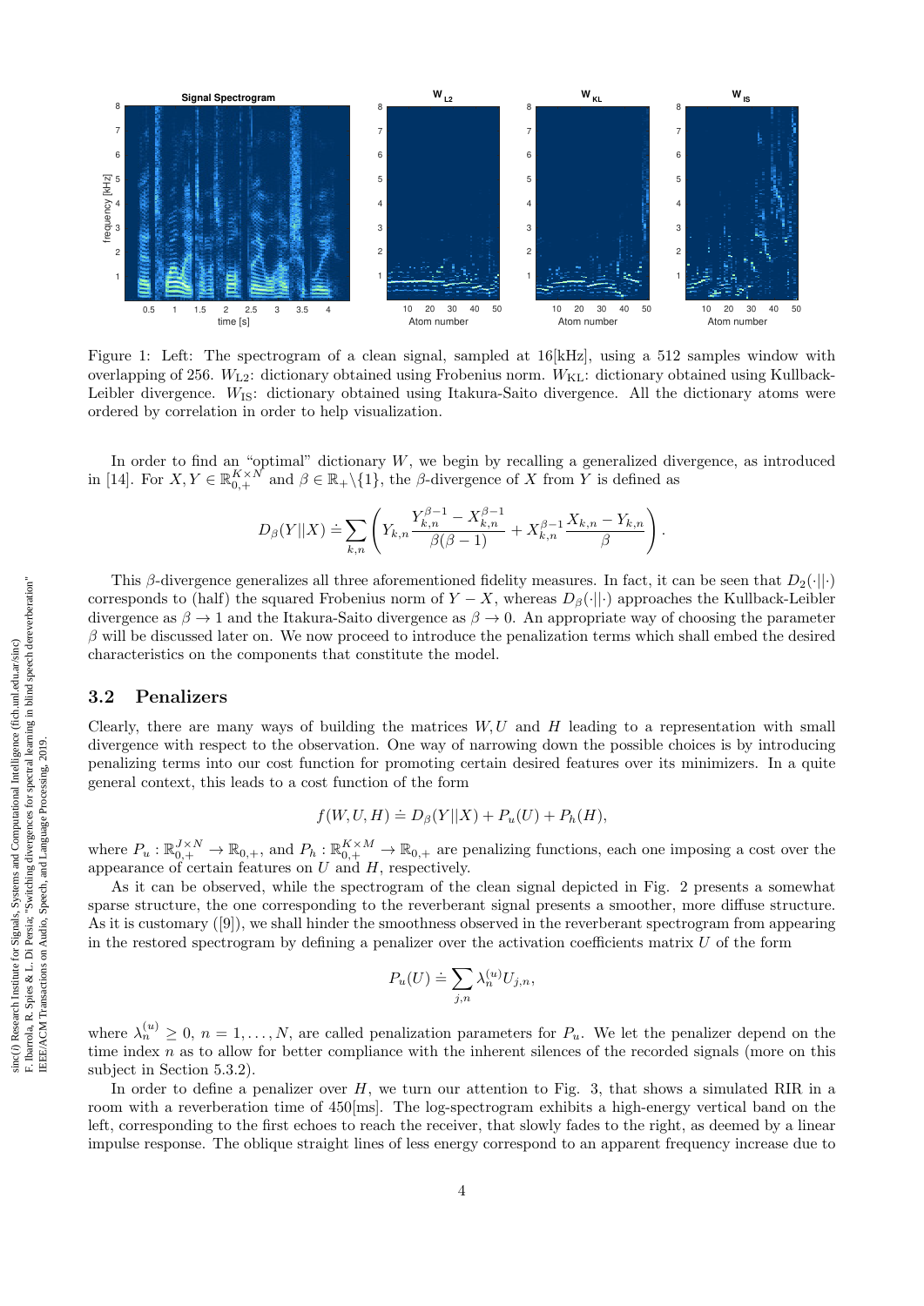Figure 1: Left: The spectrogram of a clean signal, sampled at 16[kHz], using a 512 samples window with overlapping of 256. $W_{\mathrm{L2}}$: dictionary obtained using Frobenius norm. $W_{\mathrm{KL}}$: dictionary obtained using Kullback-Leibler divergence. $W_{\mathrm{IS}}$: dictionary obtained using Itakura-Saito divergence. All the dictionary atoms were ordered by correlation in order to help visualization.

In order to find an "optimal" dictionary $W$, we begin by recalling a generalized divergence, as introduced in [14]. For $X, Y \in \mathbb{R}_{0,+}^{K\times N}$ and $\beta \in \mathbb{R}_+\backslash\{1\}$, the $\beta$-divergence of $X$ from $Y$ is defined as

$$D_\beta(Y||X) \doteq \sum_{k,n}\left(Y_{k,n}\frac{Y_{k,n}^{\beta-1}-X_{k,n}^{\beta-1}}{\beta(\beta-1)} + X_{k,n}^{\beta-1}\frac{X_{k,n}-Y_{k,n}}{\beta}\right).$$

This $\beta$-divergence generalizes all three aforementioned fidelity measures. In fact, it can be seen that $D_2(\cdot||\cdot)$ corresponds to (half) the squared Frobenius norm of $Y - X$, whereas $D_\beta(\cdot||\cdot)$ approaches the Kullback-Leibler divergence as $\beta \to 1$ and the Itakura-Saito divergence as $\beta \to 0$. An appropriate way of choosing the parameter $\beta$ will be discussed later on. We now proceed to introduce the penalization terms which shall embed the desired characteristics on the components that constitute the model.

### 3.2 Penalizers

Clearly, there are many ways of building the matrices $W, U$ and $H$ leading to a representation with small divergence with respect to the observation. One way of narrowing down the possible choices is by introducing penalizing terms into our cost function for promoting certain desired features over its minimizers. In a quite general context, this leads to a cost function of the form

$$f(W,U,H) \doteq D_\beta(Y||X) + P_u(U) + P_h(H),$$

where $P_u : \mathbb{R}_{0,+}^{J\times N} \to \mathbb{R}_{0,+}$, and $P_h : \mathbb{R}_{0,+}^{K\times M} \to \mathbb{R}_{0,+}$ are penalizing functions, each one imposing a cost over the appearance of certain features on $U$ and $H$, respectively.

As it can be observed, while the spectrogram of the clean signal depicted in Fig. 2 presents a somewhat sparse structure, the one corresponding to the reverberant signal presents a smoother, more diffuse structure. As it is customary ([9]), we shall hinder the smoothness observed in the reverberant spectrogram from appearing in the restored spectrogram by defining a penalizer over the activation coefficients matrix $U$ of the form

$$P_u(U) \doteq \sum_{j,n}\lambda_n^{(u)}U_{j,n},$$

where $\lambda_n^{(u)} \geq 0$, $n = 1,\ldots,N$, are called penalization parameters for $P_u$. We let the penalizer depend on the time index $n$ as to allow for better compliance with the inherent silences of the recorded signals (more on this subject in Section 5.3.2).

In order to define a penalizer over $H$, we turn our attention to Fig. 3, that shows a simulated RIR in a room with a reverberation time of 450[ms]. The log-spectrogram exhibits a high-energy vertical band on the left, corresponding to the first echoes to reach the receiver, that slowly fades to the right, as deemed by a linear impulse response. The oblique straight lines of less energy correspond to an apparent frequency increase due to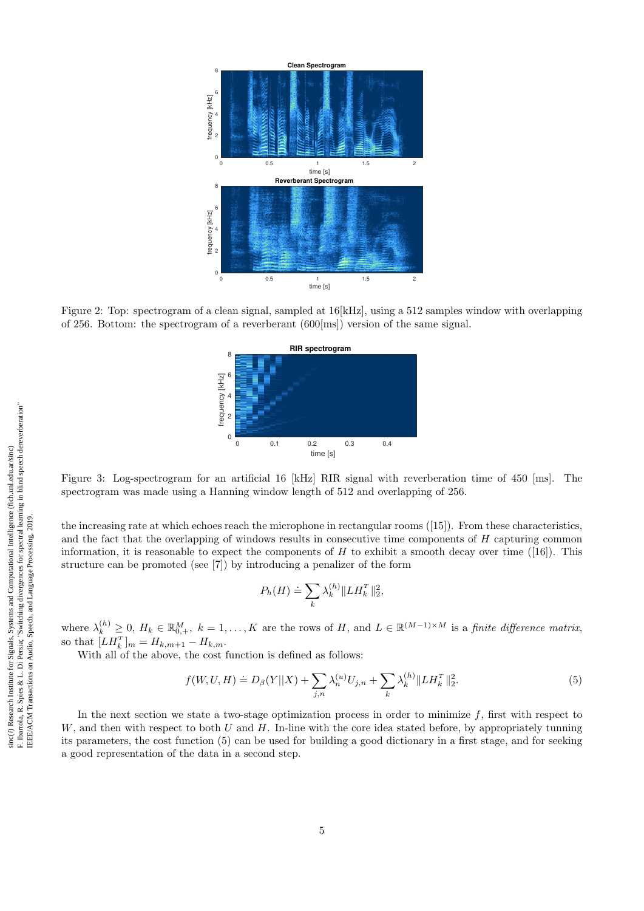Figure 2: Top: spectrogram of a clean signal, sampled at 16[kHz], using a 512 samples window with overlapping of 256. Bottom: the spectrogram of a reverberant (600[ms]) version of the same signal.

Figure 3: Log-spectrogram for an artificial 16 [kHz] RIR signal with reverberation time of 450 [ms]. The spectrogram was made using a Hanning window length of 512 and overlapping of 256.

the increasing rate at which echoes reach the microphone in rectangular rooms ([15]). From these characteristics, and the fact that the overlapping of windows results in consecutive time components of $H$ capturing common information, it is reasonable to expect the components of $H$ to exhibit a smooth decay over time ([16]). This structure can be promoted (see [7]) by introducing a penalizer of the form

$$P_h(H) \doteq \sum_k \lambda_k^{(h)} \|LH_k^T\|_2^2,$$

where $\lambda_k^{(h)} \geq 0$, $H_k \in \mathbb{R}_{0,+}^M$, $k = 1, \ldots, K$ are the rows of $H$, and $L \in \mathbb{R}^{(M-1)\times M}$ is a *finite difference matrix*, so that $[LH_k^T]_m = H_{k,m+1} - H_{k,m}$.

With all of the above, the cost function is defined as follows:

$$f(W, U, H) \doteq D_\beta(Y||X) + \sum_{j,n} \lambda_n^{(u)} U_{j,n} + \sum_k \lambda_k^{(h)} \|LH_k^T\|_2^2. \tag{5}$$

In the next section we state a two-stage optimization process in order to minimize $f$, first with respect to $W$, and then with respect to both $U$ and $H$. In-line with the core idea stated before, by appropriately tunning its parameters, the cost function (5) can be used for building a good dictionary in a first stage, and for seeking a good representation of the data in a second step.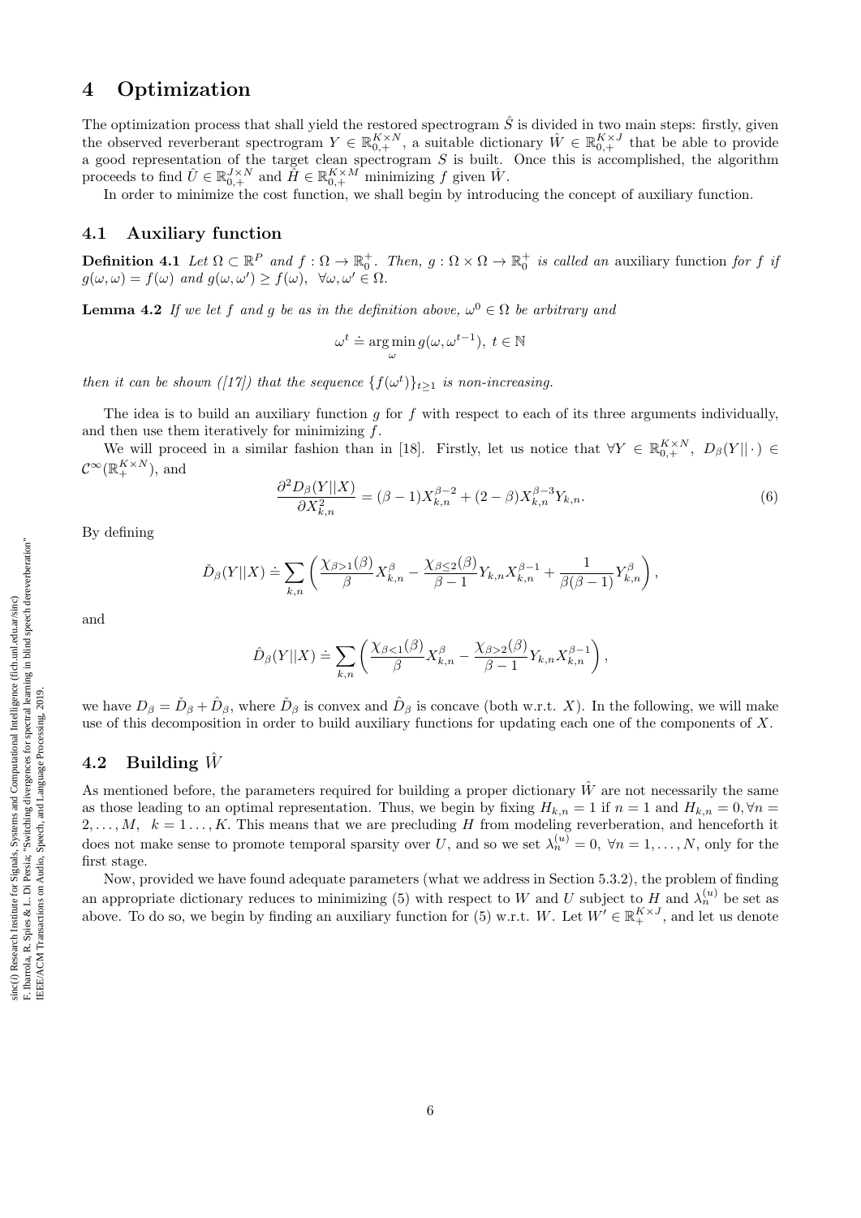# 4 Optimization

The optimization process that shall yield the restored spectrogram $\hat{S}$ is divided in two main steps: firstly, given the observed reverberant spectrogram $Y \in \mathbb{R}_{0,+}^{K\times N}$, a suitable dictionary $\hat{W} \in \mathbb{R}_{0,+}^{K\times J}$ that be able to provide a good representation of the target clean spectrogram $S$ is built. Once this is accomplished, the algorithm proceeds to find $\hat{U} \in \mathbb{R}_{0,+}^{J\times N}$ and $\hat{H} \in \mathbb{R}_{0,+}^{K\times M}$ minimizing $f$ given $\hat{W}$.

In order to minimize the cost function, we shall begin by introducing the concept of auxiliary function.

## 4.1 Auxiliary function

**Definition 4.1** *Let $\Omega \subset \mathbb{R}^P$ and $f : \Omega \to \mathbb{R}_0^+$. Then, $g : \Omega \times \Omega \to \mathbb{R}_0^+$ is called an* auxiliary function *for $f$ if $g(\omega, \omega) = f(\omega)$ and $g(\omega, \omega') \geq f(\omega)$, $\forall \omega, \omega' \in \Omega$.*

**Lemma 4.2** *If we let $f$ and $g$ be as in the definition above, $\omega^0 \in \Omega$ be arbitrary and*

$$\omega^t \doteq \arg\min_{\omega} g(\omega, \omega^{t-1}),\ t \in \mathbb{N}$$

*then it can be shown ([17]) that the sequence $\{f(\omega^t)\}_{t\geq 1}$ is non-increasing.*

The idea is to build an auxiliary function $g$ for $f$ with respect to each of its three arguments individually, and then use them iteratively for minimizing $f$.

We will proceed in a similar fashion than in [18]. Firstly, let us notice that $\forall Y \in \mathbb{R}_{0,+}^{K\times N}$, $D_\beta(Y||\cdot) \in \mathcal{C}^\infty(\mathbb{R}_+^{K\times N})$, and

$$\frac{\partial^2 D_\beta(Y||X)}{\partial X_{k,n}^2} = (\beta - 1)X_{k,n}^{\beta-2} + (2-\beta)X_{k,n}^{\beta-3}Y_{k,n}. \tag{6}$$

By defining

$$\check{D}_\beta(Y||X) \doteq \sum_{k,n} \left( \frac{\chi_{\beta>1}(\beta)}{\beta} X_{k,n}^\beta - \frac{\chi_{\beta\leq 2}(\beta)}{\beta-1} Y_{k,n} X_{k,n}^{\beta-1} + \frac{1}{\beta(\beta-1)} Y_{k,n}^\beta \right),$$

and

$$\hat{D}_\beta(Y||X) \doteq \sum_{k,n} \left( \frac{\chi_{\beta<1}(\beta)}{\beta} X_{k,n}^\beta - \frac{\chi_{\beta>2}(\beta)}{\beta-1} Y_{k,n} X_{k,n}^{\beta-1} \right),$$

we have $D_\beta = \check{D}_\beta + \hat{D}_\beta$, where $\check{D}_\beta$ is convex and $\hat{D}_\beta$ is concave (both w.r.t. $X$). In the following, we will make use of this decomposition in order to build auxiliary functions for updating each one of the components of $X$.

## 4.2 Building $\hat{W}$

As mentioned before, the parameters required for building a proper dictionary $\hat{W}$ are not necessarily the same as those leading to an optimal representation. Thus, we begin by fixing $H_{k,n} = 1$ if $n = 1$ and $H_{k,n} = 0, \forall n = 2, \ldots, M$, $k = 1 \ldots, K$. This means that we are precluding $H$ from modeling reverberation, and henceforth it does not make sense to promote temporal sparsity over $U$, and so we set $\lambda_n^{(u)} = 0$, $\forall n = 1, \ldots, N$, only for the first stage.

Now, provided we have found adequate parameters (what we address in Section 5.3.2), the problem of finding an appropriate dictionary reduces to minimizing (5) with respect to $W$ and $U$ subject to $H$ and $\lambda_n^{(u)}$ be set as above. To do so, we begin by finding an auxiliary function for (5) w.r.t. $W$. Let $W' \in \mathbb{R}_+^{K\times J}$, and let us denote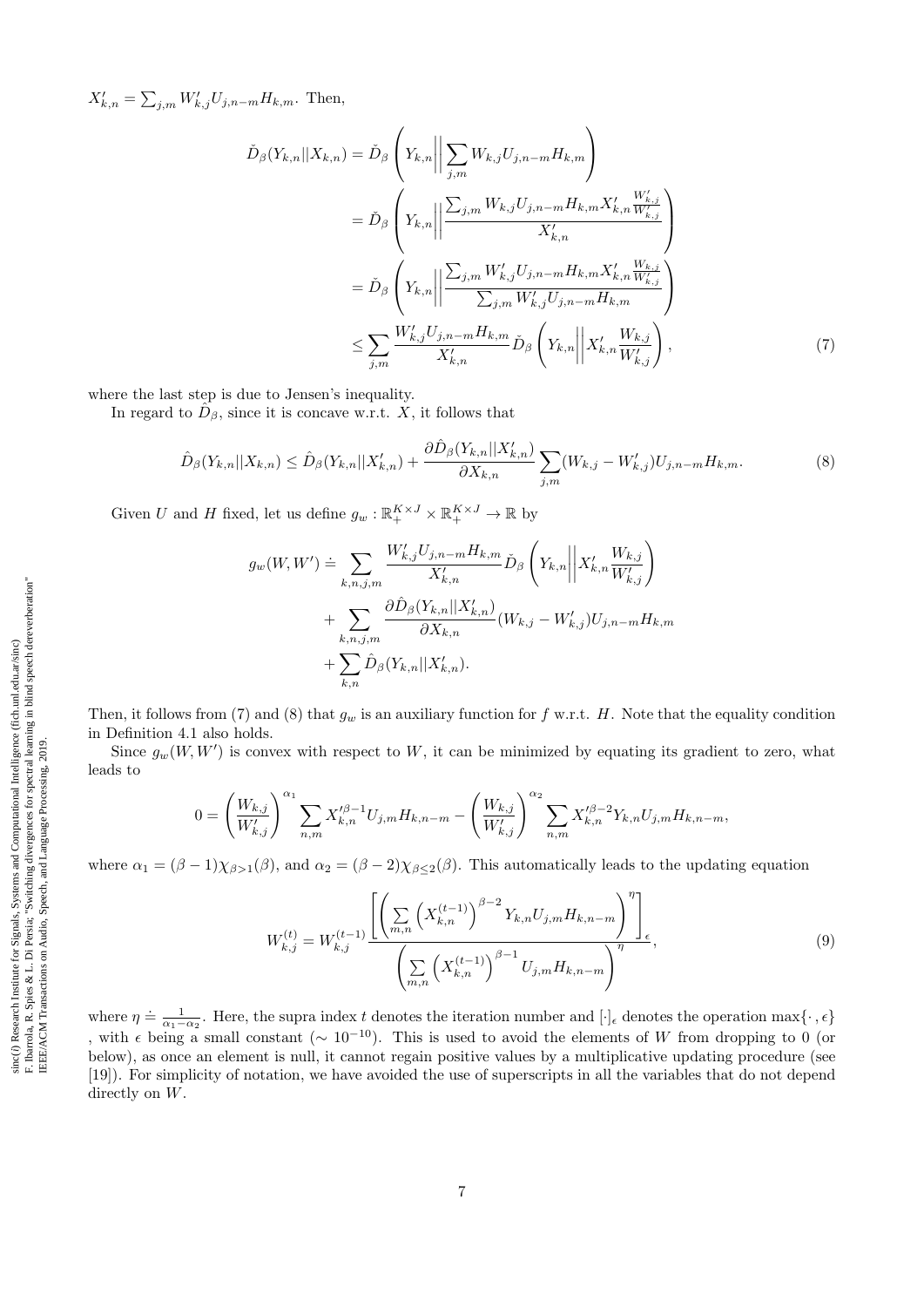$X'_{k,n} = \sum_{j,m} W'_{k,j} U_{j,n-m} H_{k,m}$. Then,

$$
\begin{aligned}
\check{D}_\beta(Y_{k,n}||X_{k,n}) &= \check{D}_\beta\left(Y_{k,n}\middle|\middle|\sum_{j,m} W_{k,j}U_{j,n-m}H_{k,m}\right) \\
&= \check{D}_\beta\left(Y_{k,n}\middle|\middle|\frac{\sum_{j,m} W_{k,j}U_{j,n-m}H_{k,m}X'_{k,n}\frac{W'_{k,j}}{W'_{k,j}}}{X'_{k,n}}\right) \\
&= \check{D}_\beta\left(Y_{k,n}\middle|\middle|\frac{\sum_{j,m} W'_{k,j}U_{j,n-m}H_{k,m}X'_{k,n}\frac{W_{k,j}}{W'_{k,j}}}{\sum_{j,m} W'_{k,j}U_{j,n-m}H_{k,m}}\right) \\
&\leq \sum_{j,m} \frac{W'_{k,j}U_{j,n-m}H_{k,m}}{X'_{k,n}}\check{D}_\beta\left(Y_{k,n}\middle|\middle|X'_{k,n}\frac{W_{k,j}}{W'_{k,j}}\right),
\end{aligned} \tag{7}
$$

where the last step is due to Jensen's inequality.

In regard to $\hat{D}_\beta$, since it is concave w.r.t. $X$, it follows that

$$
\hat{D}_\beta(Y_{k,n}||X_{k,n}) \leq \hat{D}_\beta(Y_{k,n}||X'_{k,n}) + \frac{\partial \hat{D}_\beta(Y_{k,n}||X'_{k,n})}{\partial X_{k,n}} \sum_{j,m}(W_{k,j} - W'_{k,j})U_{j,n-m}H_{k,m}. \tag{8}
$$

Given $U$ and $H$ fixed, let us define $g_w : \mathbb{R}_+^{K\times J} \times \mathbb{R}_+^{K\times J} \to \mathbb{R}$ by

$$
\begin{aligned}
g_w(W, W') \doteq &\sum_{k,n,j,m} \frac{W'_{k,j}U_{j,n-m}H_{k,m}}{X'_{k,n}}\check{D}_\beta\left(Y_{k,n}\middle|\middle|X'_{k,n}\frac{W_{k,j}}{W'_{k,j}}\right) \\
&+ \sum_{k,n,j,m} \frac{\partial \hat{D}_\beta(Y_{k,n}||X'_{k,n})}{\partial X_{k,n}}(W_{k,j} - W'_{k,j})U_{j,n-m}H_{k,m} \\
&+ \sum_{k,n} \hat{D}_\beta(Y_{k,n}||X'_{k,n}).
\end{aligned}
$$

Then, it follows from (7) and (8) that $g_w$ is an auxiliary function for $f$ w.r.t. $H$. Note that the equality condition in Definition 4.1 also holds.

Since $g_w(W, W')$ is convex with respect to $W$, it can be minimized by equating its gradient to zero, what leads to

$$
0 = \left(\frac{W_{k,j}}{W'_{k,j}}\right)^{\alpha_1} \sum_{n,m} X'^{\beta-1}_{k,n} U_{j,m}H_{k,n-m} - \left(\frac{W_{k,j}}{W'_{k,j}}\right)^{\alpha_2} \sum_{n,m} X'^{\beta-2}_{k,n} Y_{k,n}U_{j,m}H_{k,n-m},
$$

where $\alpha_1 = (\beta - 1)\chi_{\beta>1}(\beta)$, and $\alpha_2 = (\beta - 2)\chi_{\beta\leq 2}(\beta)$. This automatically leads to the updating equation

$$
W^{(t)}_{k,j} = W^{(t-1)}_{k,j} \frac{\left[\left(\sum\limits_{m,n}\left(X^{(t-1)}_{k,n}\right)^{\beta-2} Y_{k,n}U_{j,m}H_{k,n-m}\right)^{\eta}\right]_\epsilon}{\left(\sum\limits_{m,n}\left(X^{(t-1)}_{k,n}\right)^{\beta-1} U_{j,m}H_{k,n-m}\right)^{\eta}}, \tag{9}
$$

where $\eta \doteq \frac{1}{\alpha_1 - \alpha_2}$. Here, the supra index $t$ denotes the iteration number and $[\cdot]_\epsilon$ denotes the operation $\max\{\cdot, \epsilon\}$ , with $\epsilon$ being a small constant ($\sim 10^{-10}$). This is used to avoid the elements of $W$ from dropping to 0 (or below), as once an element is null, it cannot regain positive values by a multiplicative updating procedure (see [19]). For simplicity of notation, we have avoided the use of superscripts in all the variables that do not depend directly on $W$.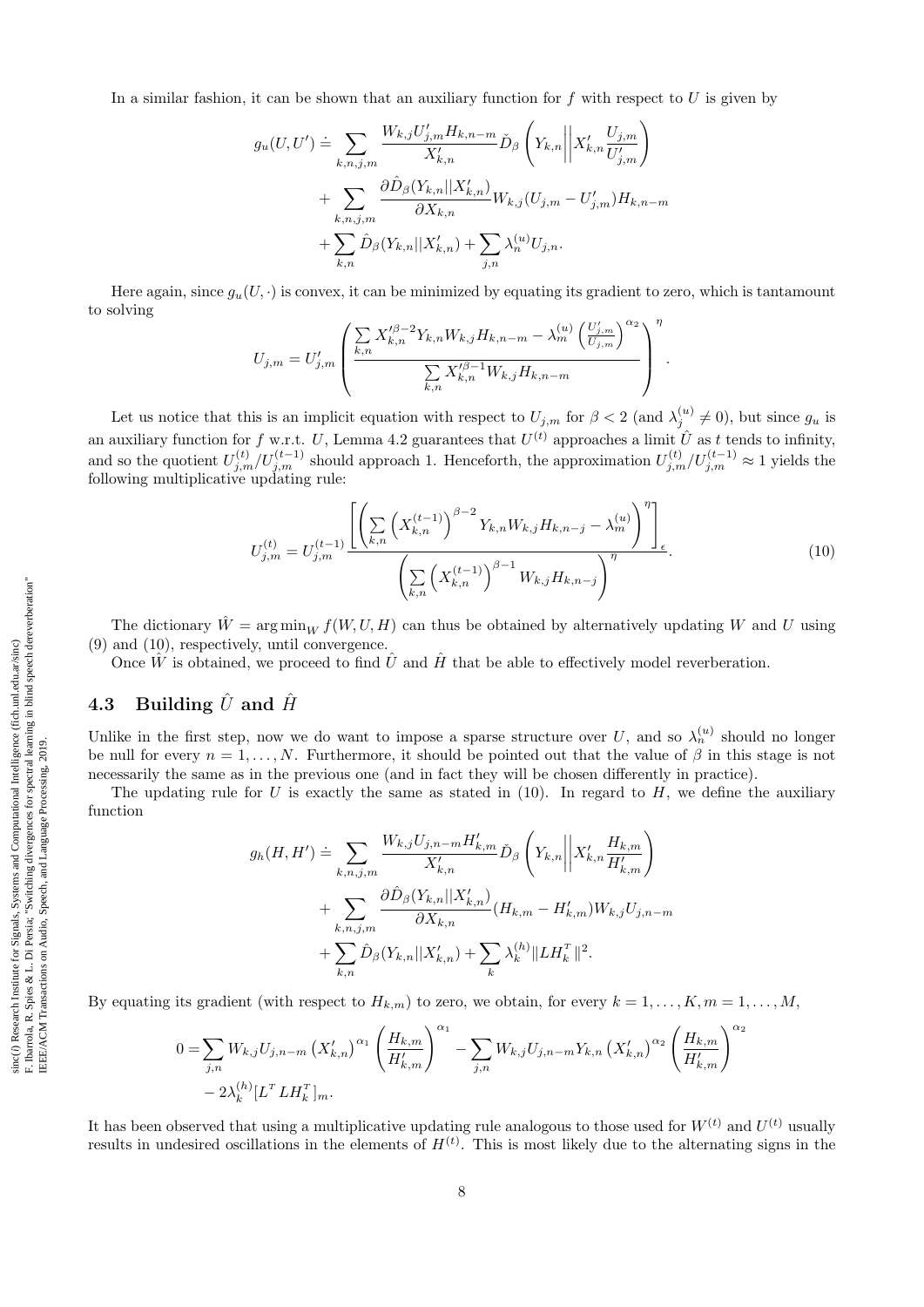In a similar fashion, it can be shown that an auxiliary function for $f$ with respect to $U$ is given by

$$
\begin{aligned}
g_u(U, U') \doteq & \sum_{k,n,j,m} \frac{W_{k,j} U'_{j,m} H_{k,n-m}}{X'_{k,n}} \check{D}_\beta \left( Y_{k,n} \middle\| X'_{k,n} \frac{U_{j,m}}{U'_{j,m}} \right) \\
& + \sum_{k,n,j,m} \frac{\partial \hat{D}_\beta (Y_{k,n} || X'_{k,n})}{\partial X_{k,n}} W_{k,j} (U_{j,m} - U'_{j,m}) H_{k,n-m} \\
& + \sum_{k,n} \hat{D}_\beta (Y_{k,n} || X'_{k,n}) + \sum_{j,n} \lambda_n^{(u)} U_{j,n}.
\end{aligned}
$$

Here again, since $g_u(U, \cdot)$ is convex, it can be minimized by equating its gradient to zero, which is tantamount to solving

$$
U_{j,m} = U'_{j,m} \left( \frac{\sum_{k,n} X'^{\beta-2}_{k,n} Y_{k,n} W_{k,j} H_{k,n-m} - \lambda_m^{(u)} \left( \frac{U'_{j,m}}{U_{j,m}} \right)^{\alpha_2}}{\sum_{k,n} X'^{\beta-1}_{k,n} W_{k,j} H_{k,n-m}} \right)^\eta .
$$

Let us notice that this is an implicit equation with respect to $U_{j,m}$ for $\beta < 2$ (and $\lambda_j^{(u)} \neq 0$), but since $g_u$ is an auxiliary function for $f$ w.r.t. $U$, Lemma 4.2 guarantees that $U^{(t)}$ approaches a limit $\hat{U}$ as $t$ tends to infinity, and so the quotient $U_{j,m}^{(t)} / U_{j,m}^{(t-1)}$ should approach 1. Henceforth, the approximation $U_{j,m}^{(t)} / U_{j,m}^{(t-1)} \approx 1$ yields the following multiplicative updating rule:

$$
U_{j,m}^{(t)} = U_{j,m}^{(t-1)} \frac{\left[ \left( \sum_{k,n} \left( X_{k,n}^{(t-1)} \right)^{\beta-2} Y_{k,n} W_{k,j} H_{k,n-j} - \lambda_m^{(u)} \right)^\eta \right]_\epsilon}{\left( \sum_{k,n} \left( X_{k,n}^{(t-1)} \right)^{\beta-1} W_{k,j} H_{k,n-j} \right)^\eta}. \tag{10}
$$

The dictionary $\hat{W} = \arg\min_W f(W, U, H)$ can thus be obtained by alternatively updating $W$ and $U$ using (9) and (10), respectively, until convergence.

Once $\hat{W}$ is obtained, we proceed to find $\hat{U}$ and $\hat{H}$ that be able to effectively model reverberation.

## 4.3 Building $\hat{U}$ and $\hat{H}$

Unlike in the first step, now we do want to impose a sparse structure over $U$, and so $\lambda_n^{(u)}$ should no longer be null for every $n = 1, \ldots, N$. Furthermore, it should be pointed out that the value of $\beta$ in this stage is not necessarily the same as in the previous one (and in fact they will be chosen differently in practice).

The updating rule for $U$ is exactly the same as stated in (10). In regard to $H$, we define the auxiliary function

$$
\begin{aligned}
g_h(H, H') \doteq & \sum_{k,n,j,m} \frac{W_{k,j} U_{j,n-m} H'_{k,m}}{X'_{k,n}} \check{D}_\beta \left( Y_{k,n} \middle\| X'_{k,n} \frac{H_{k,m}}{H'_{k,m}} \right) \\
& + \sum_{k,n,j,m} \frac{\partial \hat{D}_\beta (Y_{k,n} || X'_{k,n})}{\partial X_{k,n}} (H_{k,m} - H'_{k,m}) W_{k,j} U_{j,n-m} \\
& + \sum_{k,n} \hat{D}_\beta (Y_{k,n} || X'_{k,n}) + \sum_{k} \lambda_k^{(h)} \| L H_k^T \|^2.
\end{aligned}
$$

By equating its gradient (with respect to $H_{k,m}$) to zero, we obtain, for every $k = 1, \ldots, K, m = 1, \ldots, M$,

$$
\begin{aligned}
0 = & \sum_{j,n} W_{k,j} U_{j,n-m} \left( X'_{k,n} \right)^{\alpha_1} \left( \frac{H_{k,m}}{H'_{k,m}} \right)^{\alpha_1} - \sum_{j,n} W_{k,j} U_{j,n-m} Y_{k,n} \left( X'_{k,n} \right)^{\alpha_2} \left( \frac{H_{k,m}}{H'_{k,m}} \right)^{\alpha_2} \\
& - 2 \lambda_k^{(h)} [L^T L H_k^T]_m.
\end{aligned}
$$

It has been observed that using a multiplicative updating rule analogous to those used for $W^{(t)}$ and $U^{(t)}$ usually results in undesired oscillations in the elements of $H^{(t)}$. This is most likely due to the alternating signs in the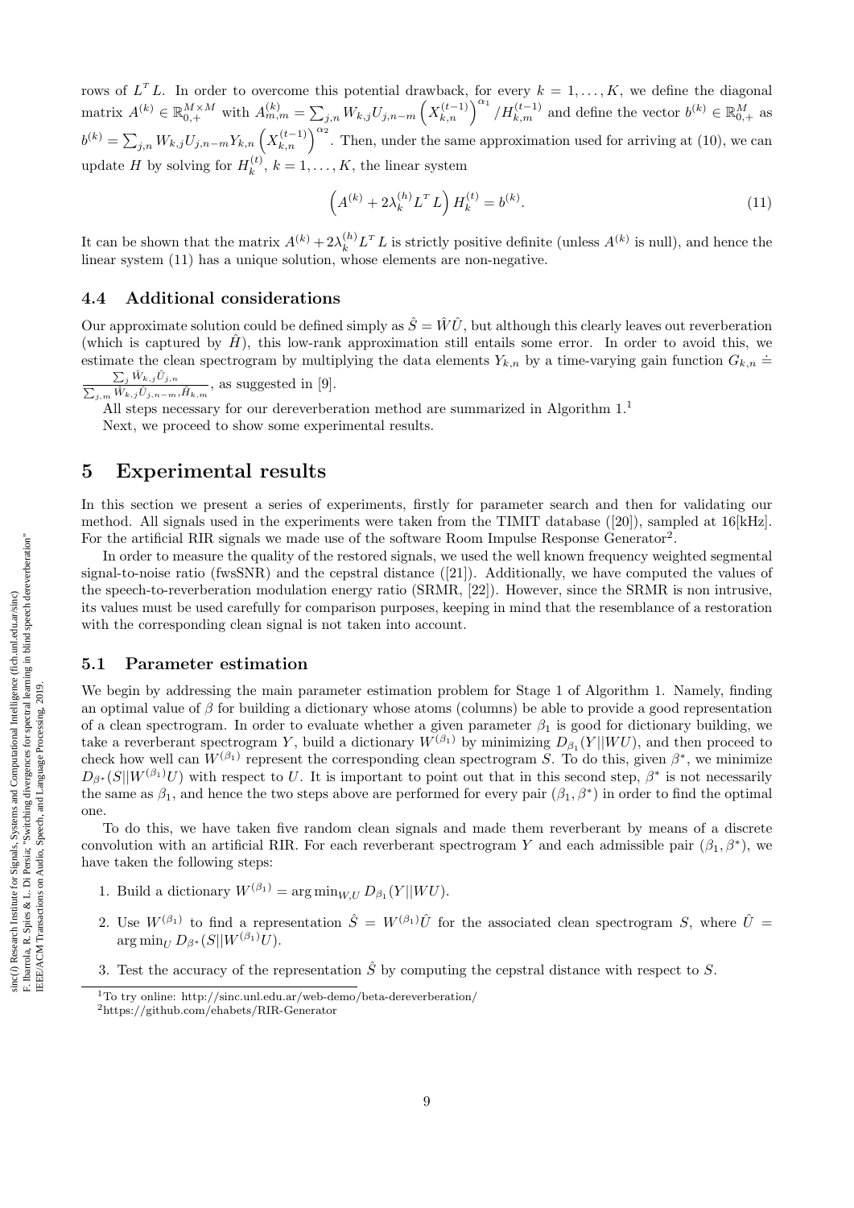rows of $L^T L$. In order to overcome this potential drawback, for every $k = 1, \ldots, K$, we define the diagonal matrix $A^{(k)} \in \mathbb{R}_{0,+}^{M\times M}$ with $A_{m,m}^{(k)} = \sum_{j,n} W_{k,j} U_{j,n-m} \left(X_{k,n}^{(t-1)}\right)^{\alpha_1} / H_{k,m}^{(t-1)}$ and define the vector $b^{(k)} \in \mathbb{R}_{0,+}^{M}$ as $b^{(k)} = \sum_{j,n} W_{k,j} U_{j,n-m} Y_{k,n} \left(X_{k,n}^{(t-1)}\right)^{\alpha_2}$. Then, under the same approximation used for arriving at (10), we can update $H$ by solving for $H_k^{(t)}$, $k = 1, \ldots, K$, the linear system

$$\left(A^{(k)} + 2\lambda_k^{(h)} L^T L\right) H_k^{(t)} = b^{(k)}. \tag{11}$$

It can be shown that the matrix $A^{(k)} + 2\lambda_k^{(h)} L^T L$ is strictly positive definite (unless $A^{(k)}$ is null), and hence the linear system (11) has a unique solution, whose elements are non-negative.

### 4.4 Additional considerations

Our approximate solution could be defined simply as $\hat{S} = \hat{W}\hat{U}$, but although this clearly leaves out reverberation (which is captured by $\hat{H}$), this low-rank approximation still entails some error. In order to avoid this, we estimate the clean spectrogram by multiplying the data elements $Y_{k,n}$ by a time-varying gain function $G_{k,n} \doteq \frac{\sum_j \hat{W}_{k,j}\hat{U}_{j,n}}{\sum_{j,m} \hat{W}_{k,j}\hat{U}_{j,n-m},\hat{H}_{k,m}}$, as suggested in [9].

All steps necessary for our dereverberation method are summarized in Algorithm 1.[1]

Next, we proceed to show some experimental results.

## 5 Experimental results

In this section we present a series of experiments, firstly for parameter search and then for validating our method. All signals used in the experiments were taken from the TIMIT database ([20]), sampled at 16[kHz]. For the artificial RIR signals we made use of the software Room Impulse Response Generator[2].

In order to measure the quality of the restored signals, we used the well known frequency weighted segmental signal-to-noise ratio (fwsSNR) and the cepstral distance ([21]). Additionally, we have computed the values of the speech-to-reverberation modulation energy ratio (SRMR, [22]). However, since the SRMR is non intrusive, its values must be used carefully for comparison purposes, keeping in mind that the resemblance of a restoration with the corresponding clean signal is not taken into account.

### 5.1 Parameter estimation

We begin by addressing the main parameter estimation problem for Stage 1 of Algorithm 1. Namely, finding an optimal value of $\beta$ for building a dictionary whose atoms (columns) be able to provide a good representation of a clean spectrogram. In order to evaluate whether a given parameter $\beta_1$ is good for dictionary building, we take a reverberant spectrogram $Y$, build a dictionary $W^{(\beta_1)}$ by minimizing $D_{\beta_1}(Y||WU)$, and then proceed to check how well can $W^{(\beta_1)}$ represent the corresponding clean spectrogram $S$. To do this, given $\beta^*$, we minimize $D_{\beta^*}(S||W^{(\beta_1)}U)$ with respect to $U$. It is important to point out that in this second step, $\beta^*$ is not necessarily the same as $\beta_1$, and hence the two steps above are performed for every pair $(\beta_1, \beta^*)$ in order to find the optimal one.

To do this, we have taken five random clean signals and made them reverberant by means of a discrete convolution with an artificial RIR. For each reverberant spectrogram $Y$ and each admissible pair $(\beta_1, \beta^*)$, we have taken the following steps:

1. Build a dictionary $W^{(\beta_1)} = \arg\min_{W,U} D_{\beta_1}(Y||WU)$.
2. Use $W^{(\beta_1)}$ to find a representation $\hat{S} = W^{(\beta_1)}\hat{U}$ for the associated clean spectrogram $S$, where $\hat{U} = \arg\min_U D_{\beta^*}(S||W^{(\beta_1)}U)$.
3. Test the accuracy of the representation $\hat{S}$ by computing the cepstral distance with respect to $S$.

[1] To try online: http://sinc.unl.edu.ar/web-demo/beta-dereverberation/

[2] https://github.com/ehabets/RIR-Generator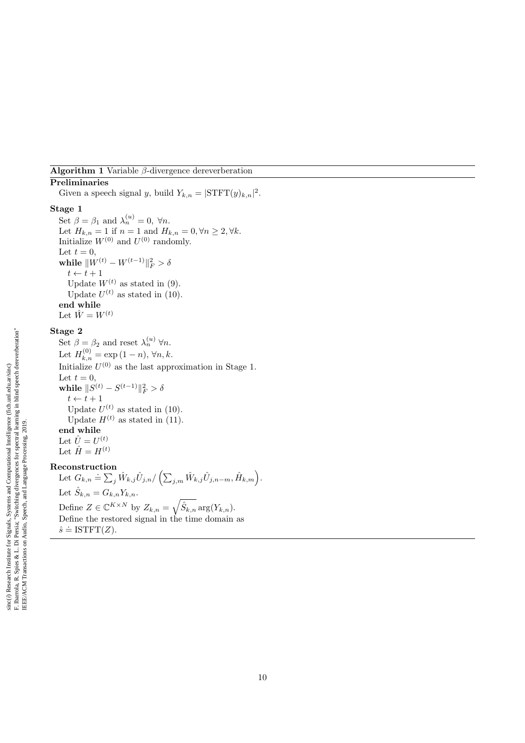**Algorithm 1** Variable $\beta$-divergence dereverberation

**Preliminaries**

Given a speech signal $y$, build $Y_{k,n} = |\text{STFT}(y)_{k,n}|^2$.

**Stage 1**

Set $\beta = \beta_1$ and $\lambda_n^{(u)} = 0, \ \forall n$.
Let $H_{k,n} = 1$ if $n = 1$ and $H_{k,n} = 0, \forall n \geq 2, \forall k$.
Initialize $W^{(0)}$ and $U^{(0)}$ randomly.
Let $t = 0$,
**while** $\|W^{(t)} - W^{(t-1)}\|_F^2 > \delta$
  $t \leftarrow t + 1$
  Update $W^{(t)}$ as stated in (9).
  Update $U^{(t)}$ as stated in (10).
**end while**
Let $\hat{W} = W^{(t)}$

**Stage 2**

Set $\beta = \beta_2$ and reset $\lambda_n^{(u)} \ \forall n$.
Let $H_{k,n}^{(0)} = \exp{(1 - n)}, \ \forall n, k$.
Initialize $U^{(0)}$ as the last approximation in Stage 1.
Let $t = 0$,
**while** $\|S^{(t)} - S^{(t-1)}\|_F^2 > \delta$
  $t \leftarrow t + 1$
  Update $U^{(t)}$ as stated in (10).
  Update $H^{(t)}$ as stated in (11).
**end while**
Let $\hat{U} = U^{(t)}$
Let $\hat{H} = H^{(t)}$

**Reconstruction**

Let $G_{k,n} \doteq \sum_j \hat{W}_{k,j} \hat{U}_{j,n} / \left( \sum_{j,m} \hat{W}_{k,j} \hat{U}_{j,n-m}, \hat{H}_{k,m} \right)$.
Let $\hat{S}_{k,n} = G_{k,n} Y_{k,n}$.
Define $Z \in \mathbb{C}^{K \times N}$ by $Z_{k,n} = \sqrt{\hat{S}_{k,n}} \arg(Y_{k,n})$.
Define the restored signal in the time domain as
$\hat{s} \doteq \text{ISTFT}(Z)$.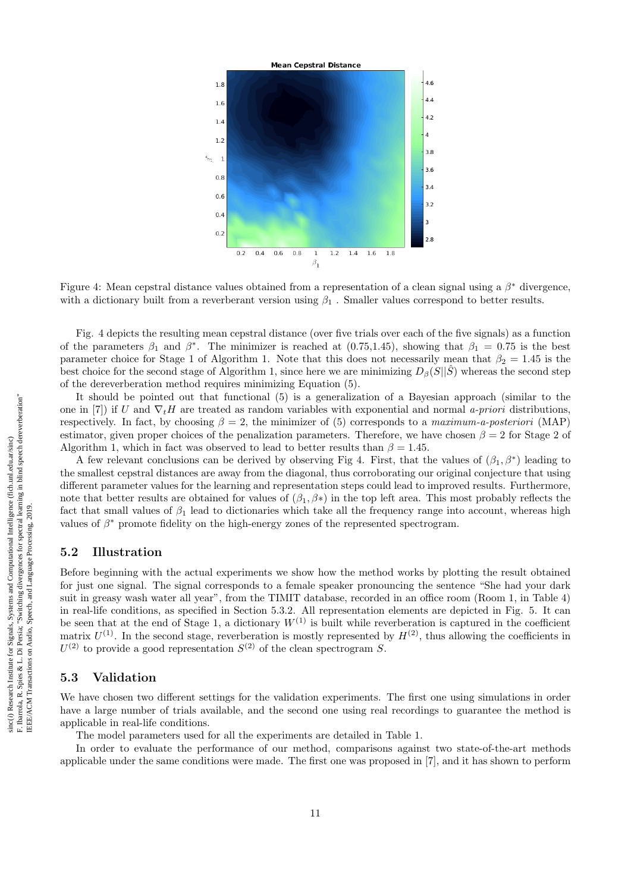Figure 4: Mean cepstral distance values obtained from a representation of a clean signal using a $\beta^*$ divergence, with a dictionary built from a reverberant version using $\beta_1$ . Smaller values correspond to better results.

Fig. 4 depicts the resulting mean cepstral distance (over five trials over each of the five signals) as a function of the parameters $\beta_1$ and $\beta^*$. The minimizer is reached at (0.75,1.45), showing that $\beta_1 = 0.75$ is the best parameter choice for Stage 1 of Algorithm 1. Note that this does not necessarily mean that $\beta_2 = 1.45$ is the best choice for the second stage of Algorithm 1, since here we are minimizing $D_\beta(S||\hat{S})$ whereas the second step of the dereverberation method requires minimizing Equation (5).

It should be pointed out that functional (5) is a generalization of a Bayesian approach (similar to the one in [7]) if $U$ and $\nabla_t H$ are treated as random variables with exponential and normal *a-priori* distributions, respectively. In fact, by choosing $\beta = 2$, the minimizer of (5) corresponds to a *maximum-a-posteriori* (MAP) estimator, given proper choices of the penalization parameters. Therefore, we have chosen $\beta = 2$ for Stage 2 of Algorithm 1, which in fact was observed to lead to better results than $\beta = 1.45$.

A few relevant conclusions can be derived by observing Fig 4. First, that the values of $(\beta_1, \beta^*)$ leading to the smallest cepstral distances are away from the diagonal, thus corroborating our original conjecture that using different parameter values for the learning and representation steps could lead to improved results. Furthermore, note that better results are obtained for values of $(\beta_1, \beta*)$ in the top left area. This most probably reflects the fact that small values of $\beta_1$ lead to dictionaries which take all the frequency range into account, whereas high values of $\beta^*$ promote fidelity on the high-energy zones of the represented spectrogram.

## 5.2 Illustration

Before beginning with the actual experiments we show how the method works by plotting the result obtained for just one signal. The signal corresponds to a female speaker pronouncing the sentence "She had your dark suit in greasy wash water all year", from the TIMIT database, recorded in an office room (Room 1, in Table 4) in real-life conditions, as specified in Section 5.3.2. All representation elements are depicted in Fig. 5. It can be seen that at the end of Stage 1, a dictionary $W^{(1)}$ is built while reverberation is captured in the coefficient matrix $U^{(1)}$. In the second stage, reverberation is mostly represented by $H^{(2)}$, thus allowing the coefficients in $U^{(2)}$ to provide a good representation $S^{(2)}$ of the clean spectrogram $S$.

## 5.3 Validation

We have chosen two different settings for the validation experiments. The first one using simulations in order have a large number of trials available, and the second one using real recordings to guarantee the method is applicable in real-life conditions.

The model parameters used for all the experiments are detailed in Table 1.

In order to evaluate the performance of our method, comparisons against two state-of-the-art methods applicable under the same conditions were made. The first one was proposed in [7], and it has shown to perform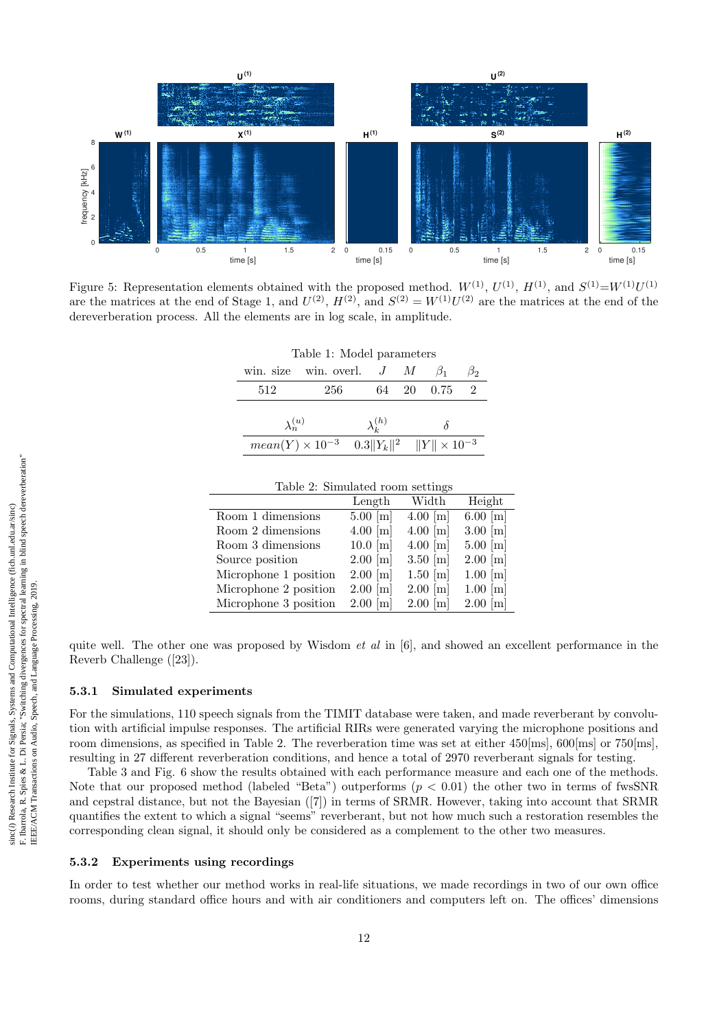Figure 5: Representation elements obtained with the proposed method. $W^{(1)}$, $U^{(1)}$, $H^{(1)}$, and $S^{(1)}{=}W^{(1)}U^{(1)}$ are the matrices at the end of Stage 1, and $U^{(2)}$, $H^{(2)}$, and $S^{(2)} = W^{(1)}U^{(2)}$ are the matrices at the end of the dereverberation process. All the elements are in log scale, in amplitude.

Table 1: Model parameters

| win. size | win. overl. | $J$ | $M$ | $\beta_1$ | $\beta_2$ |
|---|---|---|---|---|---|
| 512 | 256 | 64 | 20 | 0.75 | 2 |

| $\lambda_n^{(u)}$ | $\lambda_k^{(h)}$ | $\delta$ |
|---|---|---|
| $mean(Y) \times 10^{-3}$ | $0.3\|Y_k\|^2$ | $\|Y\| \times 10^{-3}$ |

Table 2: Simulated room settings

| | Length | Width | Height |
|---|---|---|---|
| Room 1 dimensions | 5.00 [m] | 4.00 [m] | 6.00 [m] |
| Room 2 dimensions | 4.00 [m] | 4.00 [m] | 3.00 [m] |
| Room 3 dimensions | 10.0 [m] | 4.00 [m] | 5.00 [m] |
| Source position | 2.00 [m] | 3.50 [m] | 2.00 [m] |
| Microphone 1 position | 2.00 [m] | 1.50 [m] | 1.00 [m] |
| Microphone 2 position | 2.00 [m] | 2.00 [m] | 1.00 [m] |
| Microphone 3 position | 2.00 [m] | 2.00 [m] | 2.00 [m] |

quite well. The other one was proposed by Wisdom *et al* in [6], and showed an excellent performance in the Reverb Challenge ([23]).

### 5.3.1 Simulated experiments

For the simulations, 110 speech signals from the TIMIT database were taken, and made reverberant by convolution with artificial impulse responses. The artificial RIRs were generated varying the microphone positions and room dimensions, as specified in Table 2. The reverberation time was set at either 450[ms], 600[ms] or 750[ms], resulting in 27 different reverberation conditions, and hence a total of 2970 reverberant signals for testing.

Table 3 and Fig. 6 show the results obtained with each performance measure and each one of the methods. Note that our proposed method (labeled "Beta") outperforms ($p < 0.01$) the other two in terms of fwsSNR and cepstral distance, but not the Bayesian ([7]) in terms of SRMR. However, taking into account that SRMR quantifies the extent to which a signal "seems" reverberant, but not how much such a restoration resembles the corresponding clean signal, it should only be considered as a complement to the other two measures.

### 5.3.2 Experiments using recordings

In order to test whether our method works in real-life situations, we made recordings in two of our own office rooms, during standard office hours and with air conditioners and computers left on. The offices' dimensions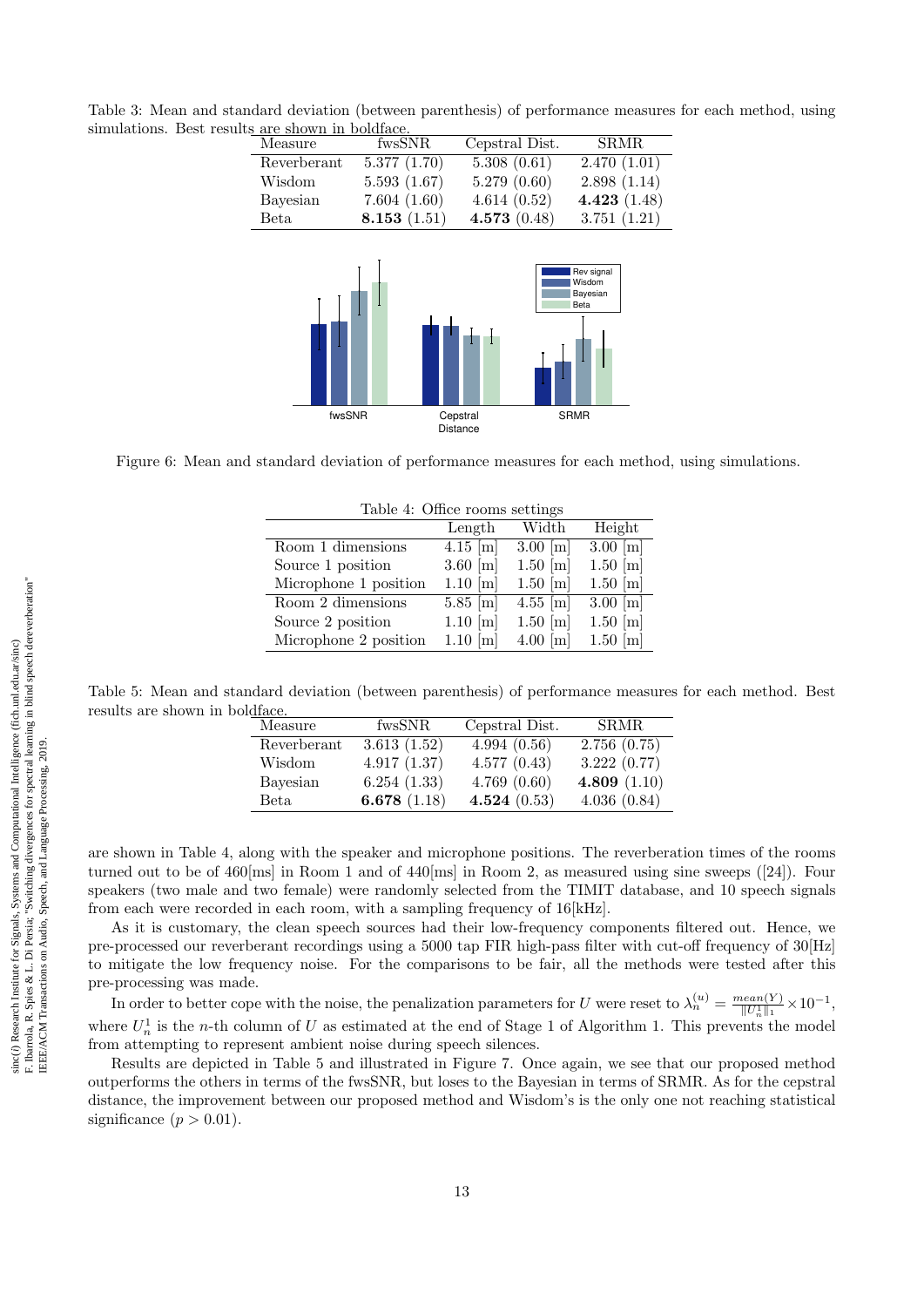Table 3: Mean and standard deviation (between parenthesis) of performance measures for each method, using simulations. Best results are shown in boldface.

| Measure | fwsSNR | Cepstral Dist. | SRMR |
|---|---|---|---|
| Reverberant | 5.377 (1.70) | 5.308 (0.61) | 2.470 (1.01) |
| Wisdom | 5.593 (1.67) | 5.279 (0.60) | 2.898 (1.14) |
| Bayesian | 7.604 (1.60) | 4.614 (0.52) | **4.423** (1.48) |
| Beta | **8.153** (1.51) | **4.573** (0.48) | 3.751 (1.21) |

Figure 6: Mean and standard deviation of performance measures for each method, using simulations.

Table 4: Office rooms settings

| | Length | Width | Height |
|---|---|---|---|
| Room 1 dimensions | 4.15 [m] | 3.00 [m] | 3.00 [m] |
| Source 1 position | 3.60 [m] | 1.50 [m] | 1.50 [m] |
| Microphone 1 position | 1.10 [m] | 1.50 [m] | 1.50 [m] |
| Room 2 dimensions | 5.85 [m] | 4.55 [m] | 3.00 [m] |
| Source 2 position | 1.10 [m] | 1.50 [m] | 1.50 [m] |
| Microphone 2 position | 1.10 [m] | 4.00 [m] | 1.50 [m] |

Table 5: Mean and standard deviation (between parenthesis) of performance measures for each method. Best results are shown in boldface.

| Measure | fwsSNR | Cepstral Dist. | SRMR |
|---|---|---|---|
| Reverberant | 3.613 (1.52) | 4.994 (0.56) | 2.756 (0.75) |
| Wisdom | 4.917 (1.37) | 4.577 (0.43) | 3.222 (0.77) |
| Bayesian | 6.254 (1.33) | 4.769 (0.60) | **4.809** (1.10) |
| Beta | **6.678** (1.18) | **4.524** (0.53) | 4.036 (0.84) |

are shown in Table 4, along with the speaker and microphone positions. The reverberation times of the rooms turned out to be of 460[ms] in Room 1 and of 440[ms] in Room 2, as measured using sine sweeps ([24]). Four speakers (two male and two female) were randomly selected from the TIMIT database, and 10 speech signals from each were recorded in each room, with a sampling frequency of 16[kHz].

As it is customary, the clean speech sources had their low-frequency components filtered out. Hence, we pre-processed our reverberant recordings using a 5000 tap FIR high-pass filter with cut-off frequency of 30[Hz] to mitigate the low frequency noise. For the comparisons to be fair, all the methods were tested after this pre-processing was made.

In order to better cope with the noise, the penalization parameters for $U$ were reset to $\lambda_n^{(u)} = \frac{mean(Y)}{\|U_n^1\|_1} \times 10^{-1}$, where $U_n^1$ is the $n$-th column of $U$ as estimated at the end of Stage 1 of Algorithm 1. This prevents the model from attempting to represent ambient noise during speech silences.

Results are depicted in Table 5 and illustrated in Figure 7. Once again, we see that our proposed method outperforms the others in terms of the fwsSNR, but loses to the Bayesian in terms of SRMR. As for the cepstral distance, the improvement between our proposed method and Wisdom's is the only one not reaching statistical significance ($p > 0.01$).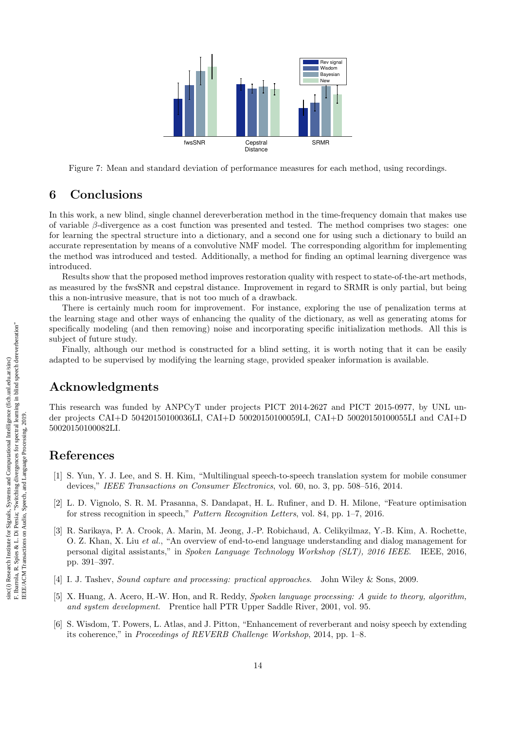Figure 7: Mean and standard deviation of performance measures for each method, using recordings.

## 6 Conclusions

In this work, a new blind, single channel dereverberation method in the time-frequency domain that makes use of variable $\beta$-divergence as a cost function was presented and tested. The method comprises two stages: one for learning the spectral structure into a dictionary, and a second one for using such a dictionary to build an accurate representation by means of a convolutive NMF model. The corresponding algorithm for implementing the method was introduced and tested. Additionally, a method for finding an optimal learning divergence was introduced.

Results show that the proposed method improves restoration quality with respect to state-of-the-art methods, as measured by the fwsSNR and cepstral distance. Improvement in regard to SRMR is only partial, but being this a non-intrusive measure, that is not too much of a drawback.

There is certainly much room for improvement. For instance, exploring the use of penalization terms at the learning stage and other ways of enhancing the quality of the dictionary, as well as generating atoms for specifically modeling (and then removing) noise and incorporating specific initialization methods. All this is subject of future study.

Finally, although our method is constructed for a blind setting, it is worth noting that it can be easily adapted to be supervised by modifying the learning stage, provided speaker information is available.

## Acknowledgments

This research was funded by ANPCyT under projects PICT 2014-2627 and PICT 2015-0977, by UNL under projects CAI+D 50420150100036LI, CAI+D 50020150100059LI, CAI+D 50020150100055LI and CAI+D 50020150100082LI.

## References

[1] S. Yun, Y. J. Lee, and S. H. Kim, "Multilingual speech-to-speech translation system for mobile consumer devices," *IEEE Transactions on Consumer Electronics*, vol. 60, no. 3, pp. 508–516, 2014.

[2] L. D. Vignolo, S. R. M. Prasanna, S. Dandapat, H. L. Rufiner, and D. H. Milone, "Feature optimisation for stress recognition in speech," *Pattern Recognition Letters*, vol. 84, pp. 1–7, 2016.

[3] R. Sarikaya, P. A. Crook, A. Marin, M. Jeong, J.-P. Robichaud, A. Celikyilmaz, Y.-B. Kim, A. Rochette, O. Z. Khan, X. Liu *et al.*, "An overview of end-to-end language understanding and dialog management for personal digital assistants," in *Spoken Language Technology Workshop (SLT), 2016 IEEE*. IEEE, 2016, pp. 391–397.

[4] I. J. Tashev, *Sound capture and processing: practical approaches*. John Wiley & Sons, 2009.

[5] X. Huang, A. Acero, H.-W. Hon, and R. Reddy, *Spoken language processing: A guide to theory, algorithm, and system development*. Prentice hall PTR Upper Saddle River, 2001, vol. 95.

[6] S. Wisdom, T. Powers, L. Atlas, and J. Pitton, "Enhancement of reverberant and noisy speech by extending its coherence," in *Proceedings of REVERB Challenge Workshop*, 2014, pp. 1–8.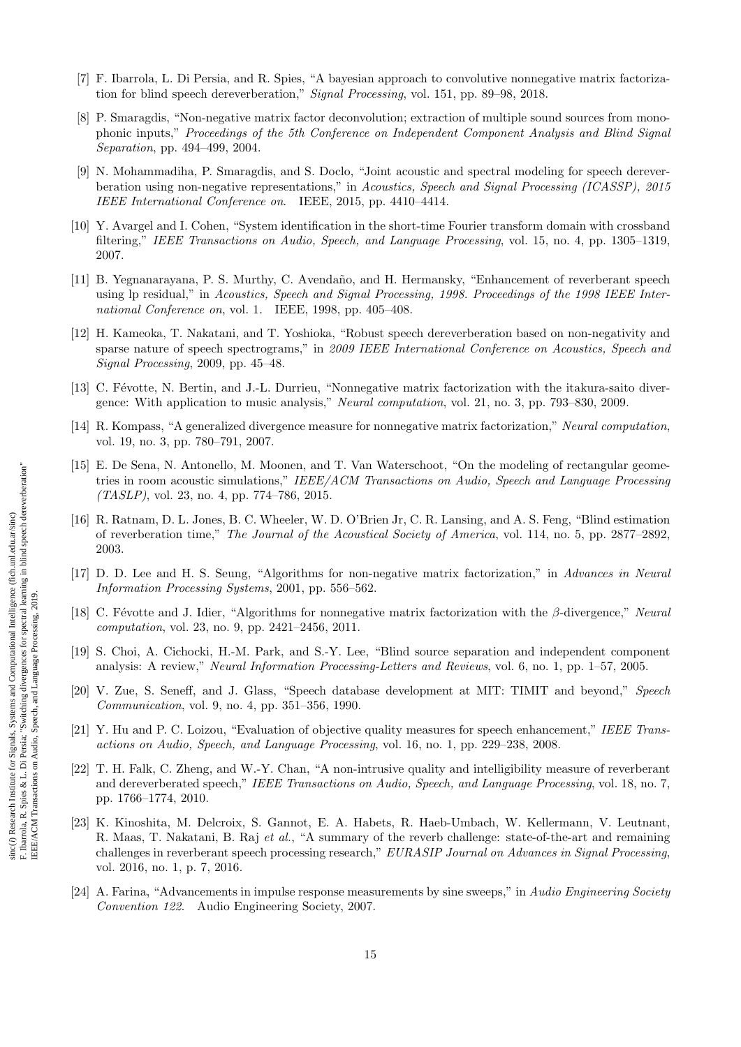[7] F. Ibarrola, L. Di Persia, and R. Spies, "A bayesian approach to convolutive nonnegative matrix factorization for blind speech dereverberation," *Signal Processing*, vol. 151, pp. 89–98, 2018.

[8] P. Smaragdis, "Non-negative matrix factor deconvolution; extraction of multiple sound sources from monophonic inputs," *Proceedings of the 5th Conference on Independent Component Analysis and Blind Signal Separation*, pp. 494–499, 2004.

[9] N. Mohammadiha, P. Smaragdis, and S. Doclo, "Joint acoustic and spectral modeling for speech dereverberation using non-negative representations," in *Acoustics, Speech and Signal Processing (ICASSP), 2015 IEEE International Conference on*. IEEE, 2015, pp. 4410–4414.

[10] Y. Avargel and I. Cohen, "System identification in the short-time Fourier transform domain with crossband filtering," *IEEE Transactions on Audio, Speech, and Language Processing*, vol. 15, no. 4, pp. 1305–1319, 2007.

[11] B. Yegnanarayana, P. S. Murthy, C. Avendaño, and H. Hermansky, "Enhancement of reverberant speech using lp residual," in *Acoustics, Speech and Signal Processing, 1998. Proceedings of the 1998 IEEE International Conference on*, vol. 1. IEEE, 1998, pp. 405–408.

[12] H. Kameoka, T. Nakatani, and T. Yoshioka, "Robust speech dereverberation based on non-negativity and sparse nature of speech spectrograms," in *2009 IEEE International Conference on Acoustics, Speech and Signal Processing*, 2009, pp. 45–48.

[13] C. Févotte, N. Bertin, and J.-L. Durrieu, "Nonnegative matrix factorization with the itakura-saito divergence: With application to music analysis," *Neural computation*, vol. 21, no. 3, pp. 793–830, 2009.

[14] R. Kompass, "A generalized divergence measure for nonnegative matrix factorization," *Neural computation*, vol. 19, no. 3, pp. 780–791, 2007.

[15] E. De Sena, N. Antonello, M. Moonen, and T. Van Waterschoot, "On the modeling of rectangular geometries in room acoustic simulations," *IEEE/ACM Transactions on Audio, Speech and Language Processing (TASLP)*, vol. 23, no. 4, pp. 774–786, 2015.

[16] R. Ratnam, D. L. Jones, B. C. Wheeler, W. D. O'Brien Jr, C. R. Lansing, and A. S. Feng, "Blind estimation of reverberation time," *The Journal of the Acoustical Society of America*, vol. 114, no. 5, pp. 2877–2892, 2003.

[17] D. D. Lee and H. S. Seung, "Algorithms for non-negative matrix factorization," in *Advances in Neural Information Processing Systems*, 2001, pp. 556–562.

[18] C. Févotte and J. Idier, "Algorithms for nonnegative matrix factorization with the $\beta$-divergence," *Neural computation*, vol. 23, no. 9, pp. 2421–2456, 2011.

[19] S. Choi, A. Cichocki, H.-M. Park, and S.-Y. Lee, "Blind source separation and independent component analysis: A review," *Neural Information Processing-Letters and Reviews*, vol. 6, no. 1, pp. 1–57, 2005.

[20] V. Zue, S. Seneff, and J. Glass, "Speech database development at MIT: TIMIT and beyond," *Speech Communication*, vol. 9, no. 4, pp. 351–356, 1990.

[21] Y. Hu and P. C. Loizou, "Evaluation of objective quality measures for speech enhancement," *IEEE Transactions on Audio, Speech, and Language Processing*, vol. 16, no. 1, pp. 229–238, 2008.

[22] T. H. Falk, C. Zheng, and W.-Y. Chan, "A non-intrusive quality and intelligibility measure of reverberant and dereverberated speech," *IEEE Transactions on Audio, Speech, and Language Processing*, vol. 18, no. 7, pp. 1766–1774, 2010.

[23] K. Kinoshita, M. Delcroix, S. Gannot, E. A. Habets, R. Haeb-Umbach, W. Kellermann, V. Leutnant, R. Maas, T. Nakatani, B. Raj *et al.*, "A summary of the reverb challenge: state-of-the-art and remaining challenges in reverberant speech processing research," *EURASIP Journal on Advances in Signal Processing*, vol. 2016, no. 1, p. 7, 2016.

[24] A. Farina, "Advancements in impulse response measurements by sine sweeps," in *Audio Engineering Society Convention 122*. Audio Engineering Society, 2007.